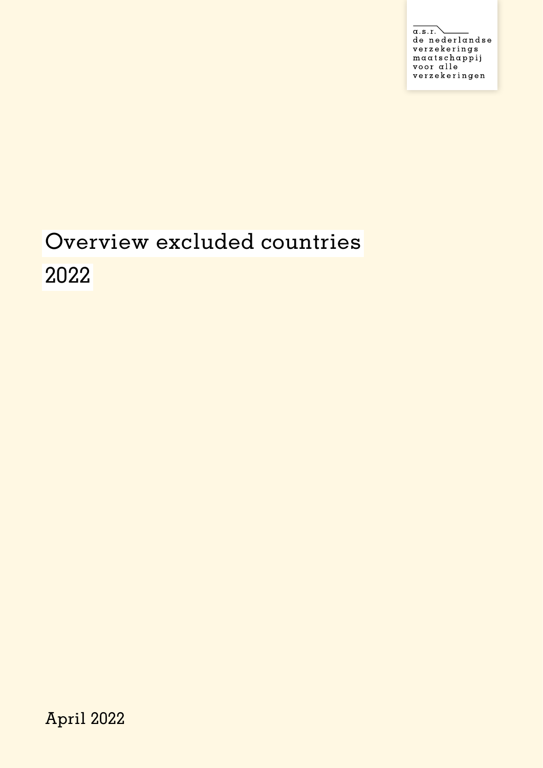a.s.r.
de nederlandse
verzekerings
maatschappij
voor alle
verzekeringen

# Overview excluded countries 2022

April 2022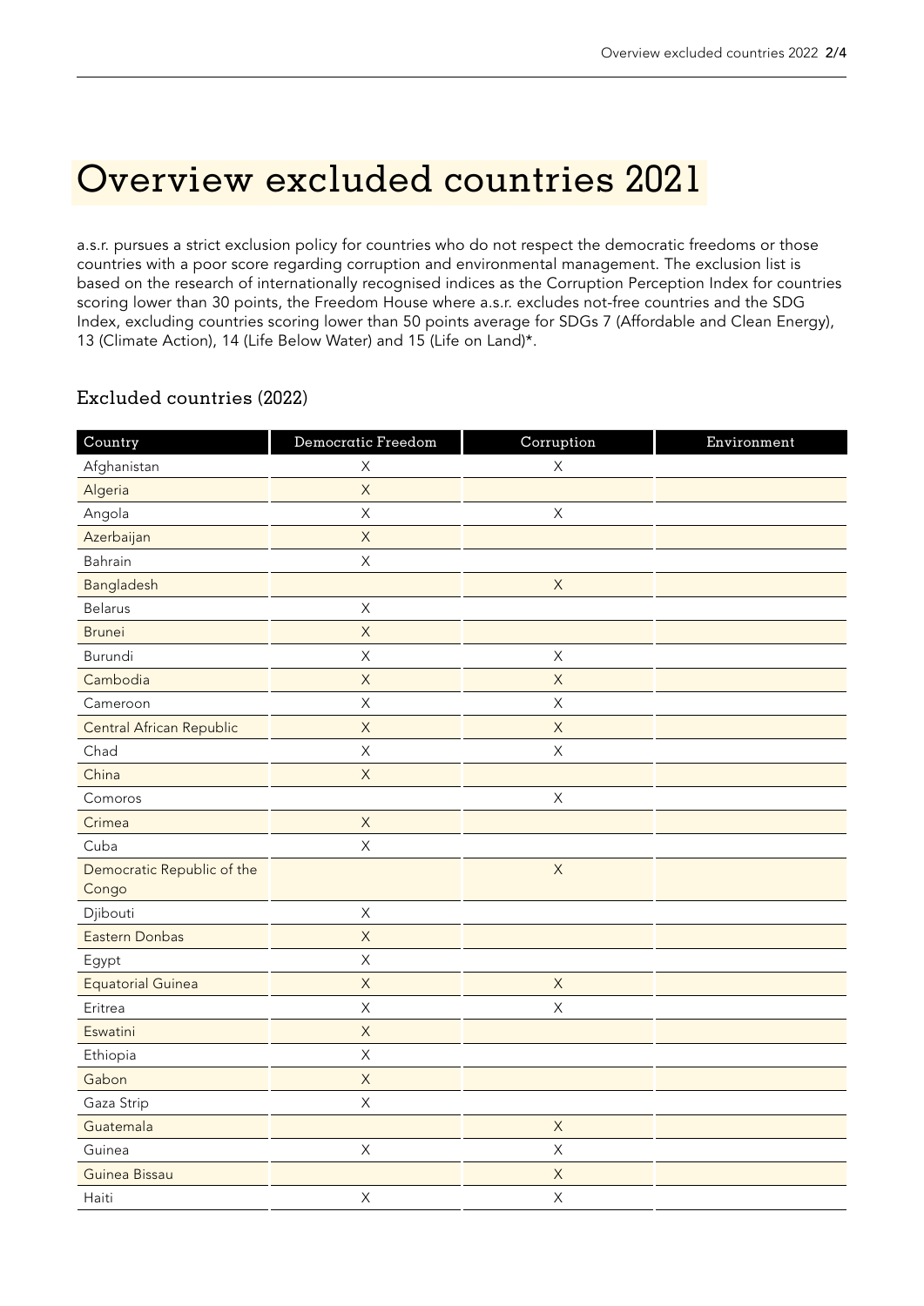# Overview excluded countries 2021

a.s.r. pursues a strict exclusion policy for countries who do not respect the democratic freedoms or those countries with a poor score regarding corruption and environmental management. The exclusion list is based on the research of internationally recognised indices as the Corruption Perception Index for countries scoring lower than 30 points, the Freedom House where a.s.r. excludes not-free countries and the SDG Index, excluding countries scoring lower than 50 points average for SDGs 7 (Affordable and Clean Energy), 13 (Climate Action), 14 (Life Below Water) and 15 (Life on Land)*.

## Excluded countries (2022)

| Country | Democratic Freedom | Corruption | Environment |
| --- | --- | --- | --- |
| Afghanistan | X | X | |
| Algeria | X | | |
| Angola | X | X | |
| Azerbaijan | X | | |
| Bahrain | X | | |
| Bangladesh | | X | |
| Belarus | X | | |
| Brunei | X | | |
| Burundi | X | X | |
| Cambodia | X | X | |
| Cameroon | X | X | |
| Central African Republic | X | X | |
| Chad | X | X | |
| China | X | | |
| Comoros | | X | |
| Crimea | X | | |
| Cuba | X | | |
| Democratic Republic of the Congo | | X | |
| Djibouti | X | | |
| Eastern Donbas | X | | |
| Egypt | X | | |
| Equatorial Guinea | X | X | |
| Eritrea | X | X | |
| Eswatini | X | | |
| Ethiopia | X | | |
| Gabon | X | | |
| Gaza Strip | X | | |
| Guatemala | | X | |
| Guinea | X | X | |
| Guinea Bissau | | X | |
| Haiti | X | X | |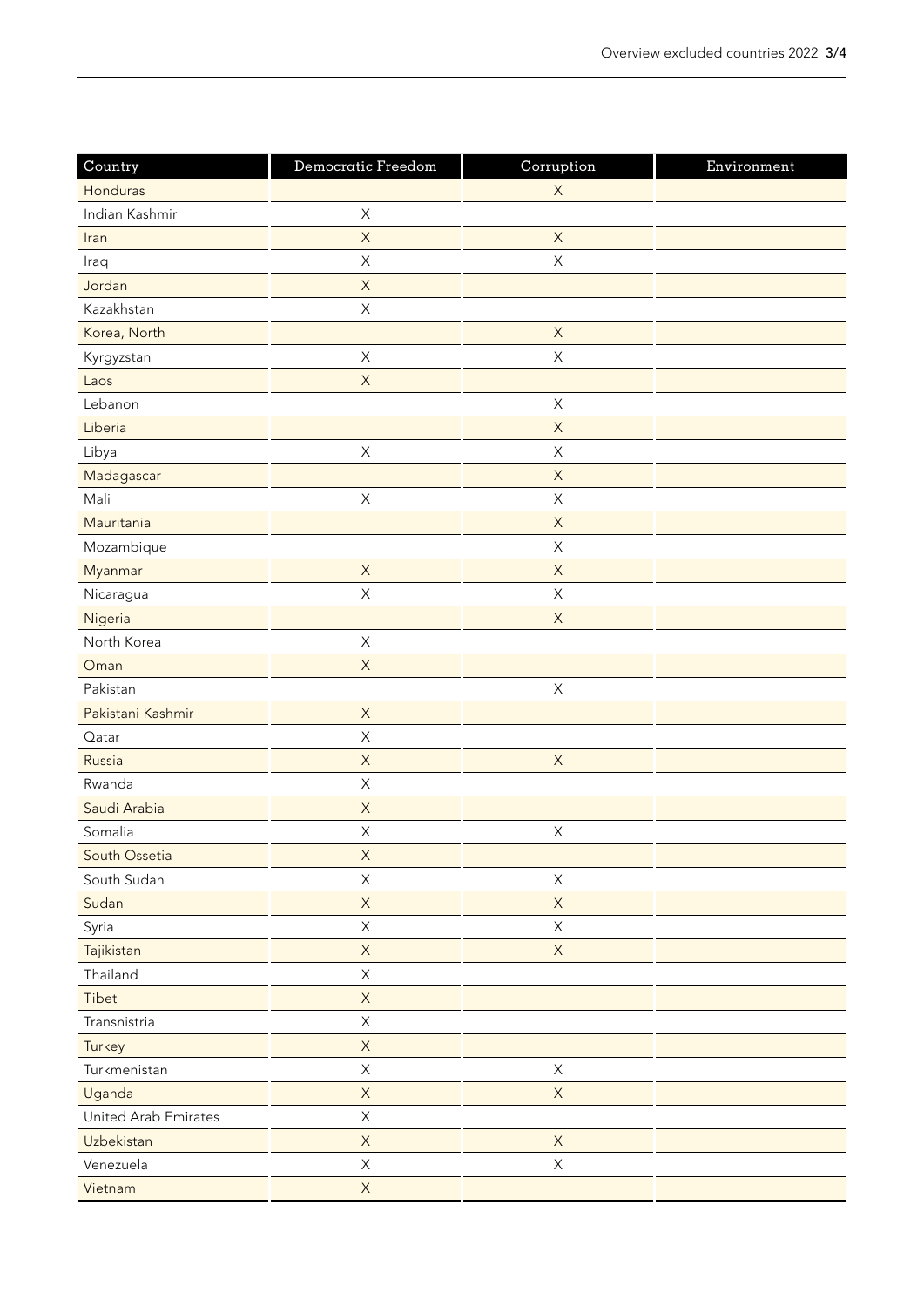| Country | Democratic Freedom | Corruption | Environment |
| --- | --- | --- | --- |
| Honduras | | X | |
| Indian Kashmir | X | | |
| Iran | X | X | |
| Iraq | X | X | |
| Jordan | X | | |
| Kazakhstan | X | | |
| Korea, North | | X | |
| Kyrgyzstan | X | X | |
| Laos | X | | |
| Lebanon | | X | |
| Liberia | | X | |
| Libya | X | X | |
| Madagascar | | X | |
| Mali | X | X | |
| Mauritania | | X | |
| Mozambique | | X | |
| Myanmar | X | X | |
| Nicaragua | X | X | |
| Nigeria | | X | |
| North Korea | X | | |
| Oman | X | | |
| Pakistan | | X | |
| Pakistani Kashmir | X | | |
| Qatar | X | | |
| Russia | X | X | |
| Rwanda | X | | |
| Saudi Arabia | X | | |
| Somalia | X | X | |
| South Ossetia | X | | |
| South Sudan | X | X | |
| Sudan | X | X | |
| Syria | X | X | |
| Tajikistan | X | X | |
| Thailand | X | | |
| Tibet | X | | |
| Transnistria | X | | |
| Turkey | X | | |
| Turkmenistan | X | X | |
| Uganda | X | X | |
| United Arab Emirates | X | | |
| Uzbekistan | X | X | |
| Venezuela | X | X | |
| Vietnam | X | | |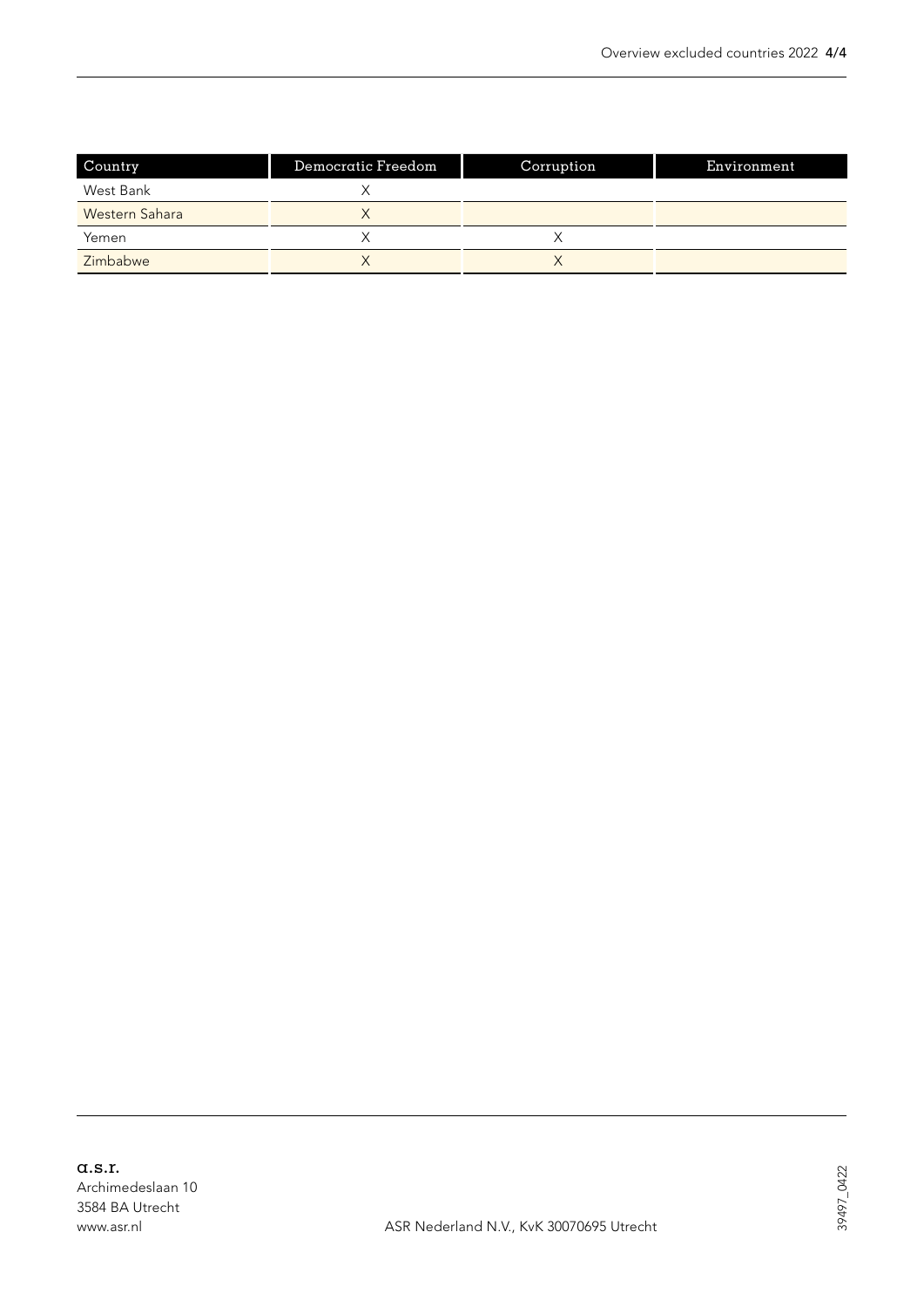| Country | Democratic Freedom | Corruption | Environment |
|---|---|---|---|
| West Bank | X | | |
| Western Sahara | X | | |
| Yemen | X | X | |
| Zimbabwe | X | X | |

a.s.r.
Archimedeslaan 10
3584 BA Utrecht
www.asr.nl

ASR Nederland N.V., KvK 30070695 Utrecht

39497_0422